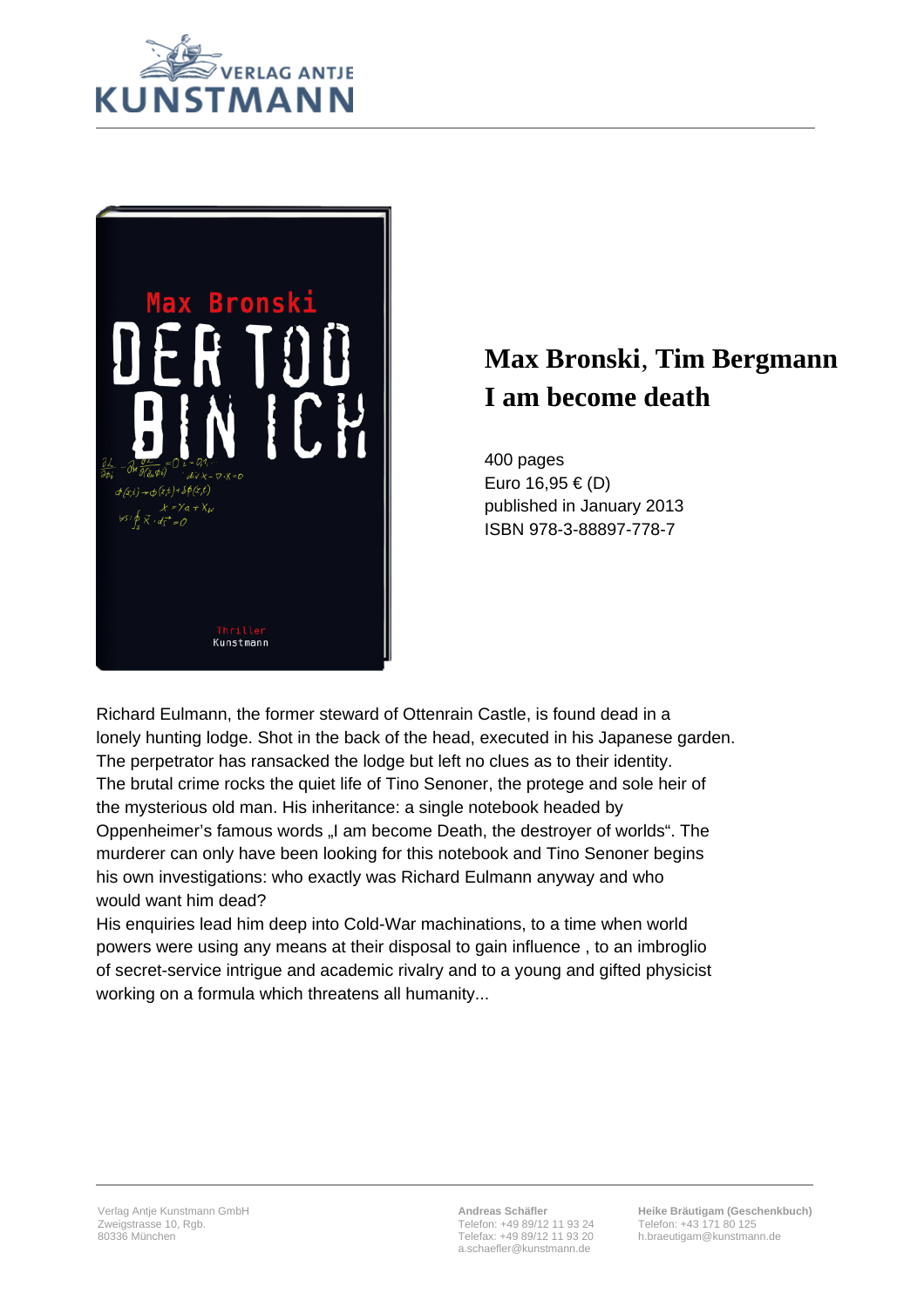# Max Bronski, Tim Bergmann

# I am become death

400 pages
Euro 16,95 € (D)
published in January 2013
ISBN 978-3-88897-778-7

Richard Eulmann, the former steward of Ottenrain Castle, is found dead in a lonely hunting lodge. Shot in the back of the head, executed in his Japanese garden. The perpetrator has ransacked the lodge but left no clues as to their identity. The brutal crime rocks the quiet life of Tino Senoner, the protege and sole heir of the mysterious old man. His inheritance: a single notebook headed by Oppenheimer's famous words „I am become Death, the destroyer of worlds". The murderer can only have been looking for this notebook and Tino Senoner begins his own investigations: who exactly was Richard Eulmann anyway and who would want him dead?

His enquiries lead him deep into Cold-War machinations, to a time when world powers were using any means at their disposal to gain influence , to an imbroglio of secret-service intrigue and academic rivalry and to a young and gifted physicist working on a formula which threatens all humanity...

Verlag Antje Kunstmann GmbH
Zweigstrasse 10, Rgb.
80336 München

**Andreas Schäfler**
Telefon: +49 89/12 11 93 24
Telefax: +49 89/12 11 93 20
a.schaefler@kunstmann.de

**Heike Bräutigam (Geschenkbuch)**
Telefon: +43 171 80 125
h.braeutigam@kunstmann.de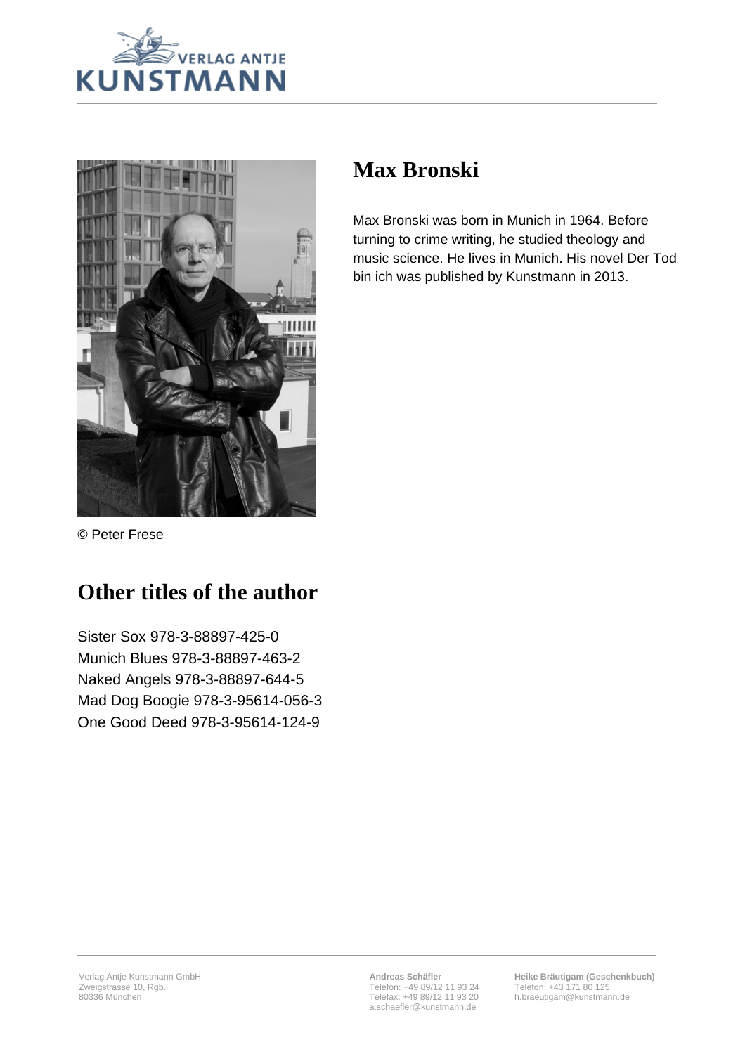## Max Bronski

Max Bronski was born in Munich in 1964. Before turning to crime writing, he studied theology and music science. He lives in Munich. His novel Der Tod bin ich was published by Kunstmann in 2013.

© Peter Frese

## Other titles of the author

Sister Sox 978-3-88897-425-0
Munich Blues 978-3-88897-463-2
Naked Angels 978-3-88897-644-5
Mad Dog Boogie 978-3-95614-056-3
One Good Deed 978-3-95614-124-9

Verlag Antje Kunstmann GmbH
Zweigstrasse 10, Rgb.
80336 München

**Andreas Schäfler**
Telefon: +49 89/12 11 93 24
Telefax: +49 89/12 11 93 20
a.schaefler@kunstmann.de

**Heike Bräutigam (Geschenkbuch)**
Telefon: +43 171 80 125
h.braeutigam@kunstmann.de